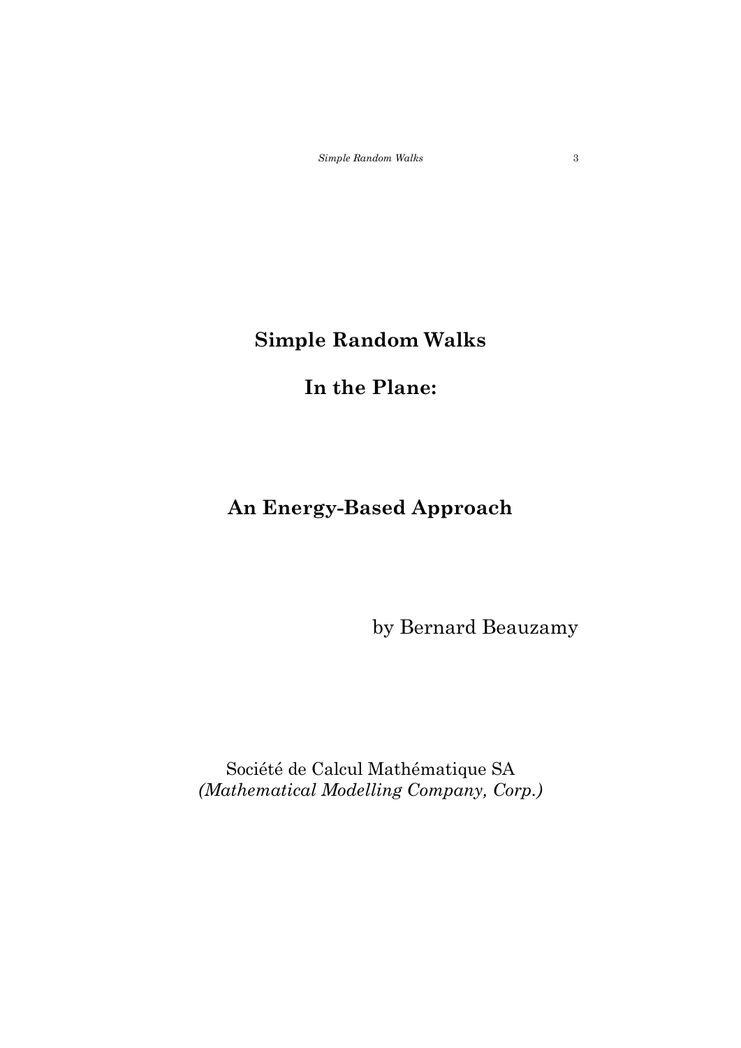# Simple Random Walks

# In the Plane:

# An Energy-Based Approach

by Bernard Beauzamy

Société de Calcul Mathématique SA
*(Mathematical Modelling Company, Corp.)*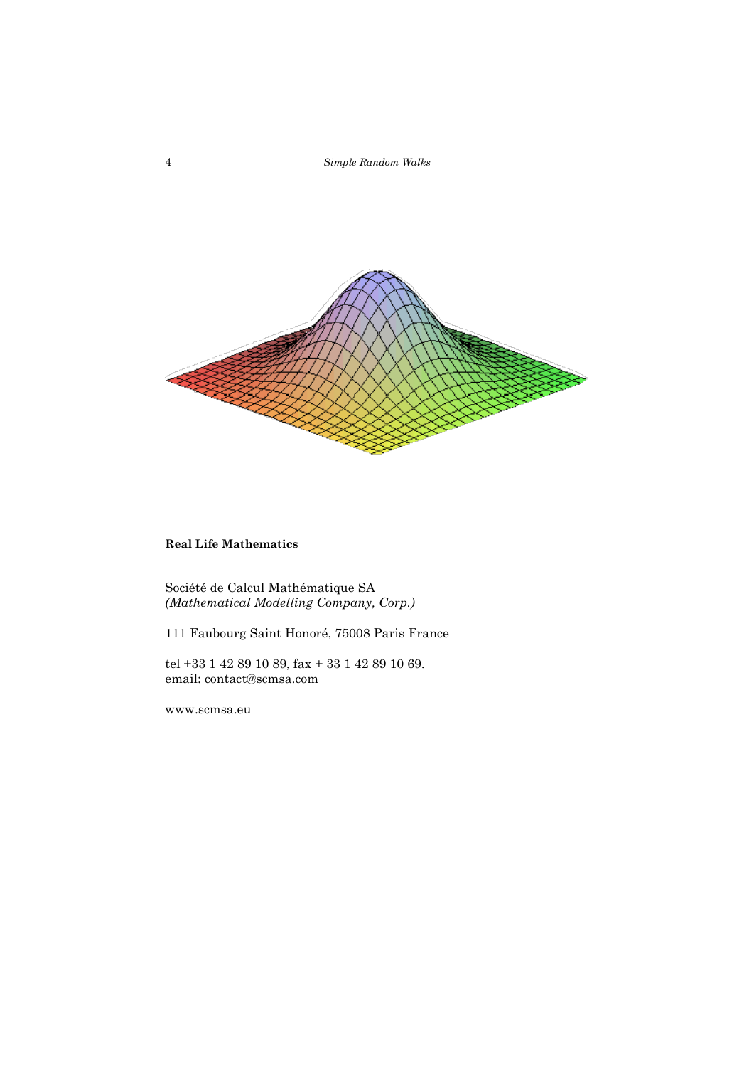**Real Life Mathematics**

Société de Calcul Mathématique SA
*(Mathematical Modelling Company, Corp.)*

111 Faubourg Saint Honoré, 75008 Paris France

tel +33 1 42 89 10 89, fax + 33 1 42 89 10 69.
email: contact@scmsa.com

www.scmsa.eu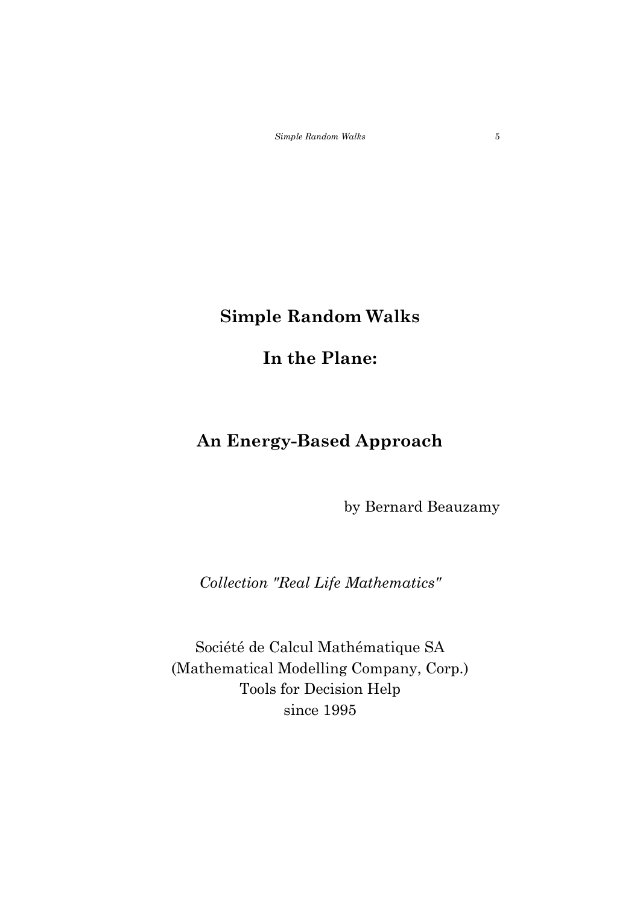# Simple Random Walks

# In the Plane:

# An Energy-Based Approach

by Bernard Beauzamy

*Collection "Real Life Mathematics"*

Société de Calcul Mathématique SA
(Mathematical Modelling Company, Corp.)
Tools for Decision Help
since 1995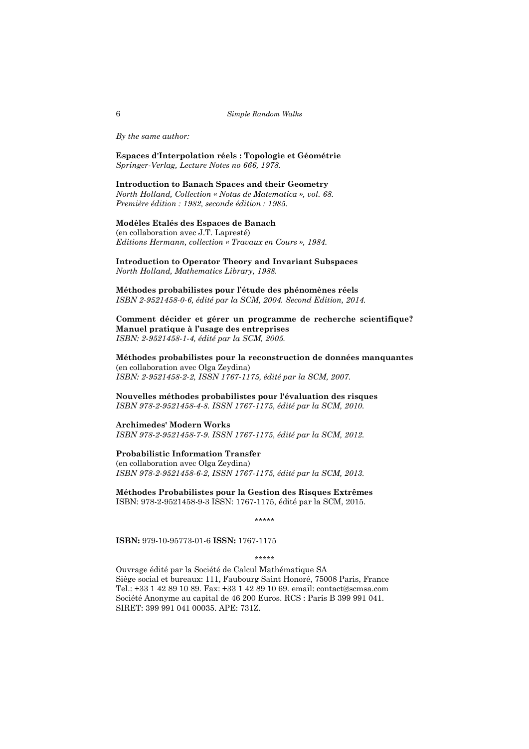*By the same author:*

**Espaces d'Interpolation réels : Topologie et Géométrie**
*Springer-Verlag, Lecture Notes no 666, 1978.*

**Introduction to Banach Spaces and their Geometry**
*North Holland, Collection « Notas de Matematica », vol. 68.*
*Première édition : 1982, seconde édition : 1985.*

**Modèles Etalés des Espaces de Banach**
(en collaboration avec J.T. Lapresté)
*Editions Hermann, collection « Travaux en Cours », 1984.*

**Introduction to Operator Theory and Invariant Subspaces**
*North Holland, Mathematics Library, 1988.*

**Méthodes probabilistes pour l'étude des phénomènes réels**
*ISBN 2-9521458-0-6, édité par la SCM, 2004. Second Edition, 2014.*

**Comment décider et gérer un programme de recherche scientifique? Manuel pratique à l'usage des entreprises**
*ISBN: 2-9521458-1-4, édité par la SCM, 2005.*

**Méthodes probabilistes pour la reconstruction de données manquantes**
(en collaboration avec Olga Zeydina)
*ISBN: 2-9521458-2-2, ISSN 1767-1175, édité par la SCM, 2007.*

**Nouvelles méthodes probabilistes pour l'évaluation des risques**
*ISBN 978-2-9521458-4-8. ISSN 1767-1175, édité par la SCM, 2010.*

**Archimedes' Modern Works**
*ISBN 978-2-9521458-7-9. ISSN 1767-1175, édité par la SCM, 2012.*

**Probabilistic Information Transfer**
(en collaboration avec Olga Zeydina)
*ISBN 978-2-9521458-6-2, ISSN 1767-1175, édité par la SCM, 2013.*

**Méthodes Probabilistes pour la Gestion des Risques Extrêmes**
ISBN: 978-2-9521458-9-3 ISSN: 1767-1175, édité par la SCM, 2015.

*****

**ISBN:** 979-10-95773-01-6 **ISSN:** 1767-1175

*****

Ouvrage édité par la Société de Calcul Mathématique SA
Siège social et bureaux: 111, Faubourg Saint Honoré, 75008 Paris, France
Tel.: +33 1 42 89 10 89. Fax: +33 1 42 89 10 69. email: contact@scmsa.com
Société Anonyme au capital de 46 200 Euros. RCS : Paris B 399 991 041.
SIRET: 399 991 041 00035. APE: 731Z.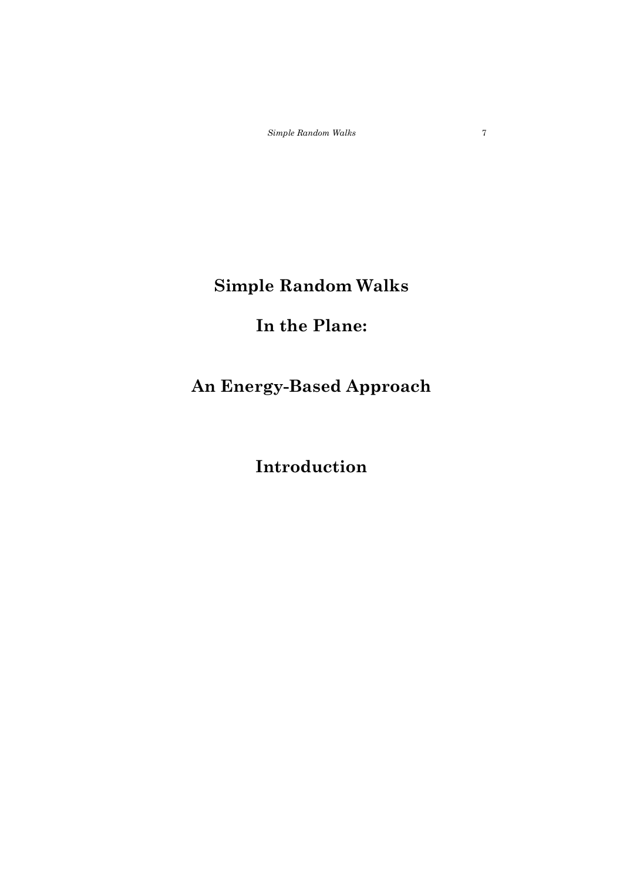# Simple Random Walks

# In the Plane:

# An Energy-Based Approach

## Introduction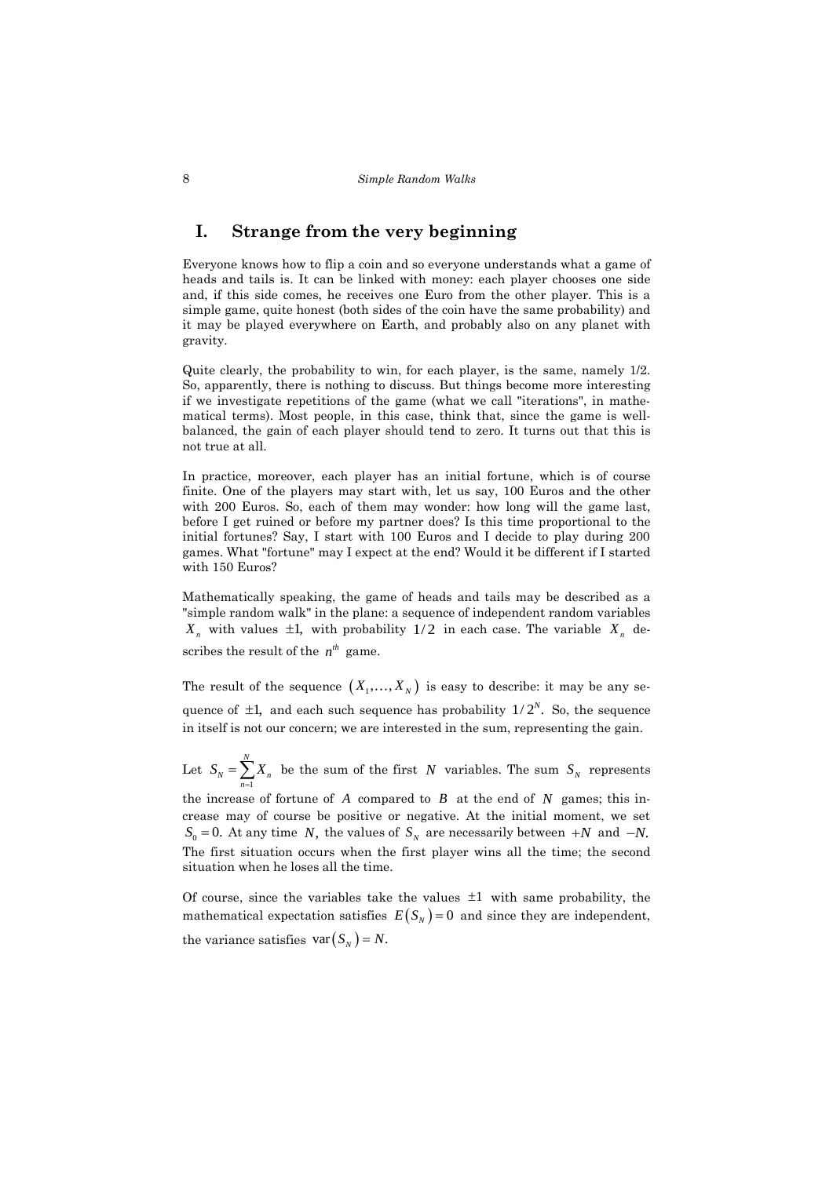## I. Strange from the very beginning

Everyone knows how to flip a coin and so everyone understands what a game of heads and tails is. It can be linked with money: each player chooses one side and, if this side comes, he receives one Euro from the other player. This is a simple game, quite honest (both sides of the coin have the same probability) and it may be played everywhere on Earth, and probably also on any planet with gravity.

Quite clearly, the probability to win, for each player, is the same, namely 1/2. So, apparently, there is nothing to discuss. But things become more interesting if we investigate repetitions of the game (what we call "iterations", in mathematical terms). Most people, in this case, think that, since the game is well-balanced, the gain of each player should tend to zero. It turns out that this is not true at all.

In practice, moreover, each player has an initial fortune, which is of course finite. One of the players may start with, let us say, 100 Euros and the other with 200 Euros. So, each of them may wonder: how long will the game last, before I get ruined or before my partner does? Is this time proportional to the initial fortunes? Say, I start with 100 Euros and I decide to play during 200 games. What "fortune" may I expect at the end? Would it be different if I started with 150 Euros?

Mathematically speaking, the game of heads and tails may be described as a "simple random walk" in the plane: a sequence of independent random variables $X_n$ with values $\pm 1,$ with probability $1/2$ in each case. The variable $X_n$ describes the result of the $n^{th}$ game.

The result of the sequence $(X_1, \dots, X_N)$ is easy to describe: it may be any sequence of $\pm 1,$ and each such sequence has probability $1/2^N.$ So, the sequence in itself is not our concern; we are interested in the sum, representing the gain.

Let $S_N = \sum_{n=1}^{N} X_n$ be the sum of the first $N$ variables. The sum $S_N$ represents the increase of fortune of $A$ compared to $B$ at the end of $N$ games; this increase may of course be positive or negative. At the initial moment, we set $S_0 = 0.$ At any time $N,$ the values of $S_N$ are necessarily between $+N$ and $-N.$ The first situation occurs when the first player wins all the time; the second situation when he loses all the time.

Of course, since the variables take the values $\pm 1$ with same probability, the mathematical expectation satisfies $E(S_N) = 0$ and since they are independent, the variance satisfies $\text{var}(S_N) = N.$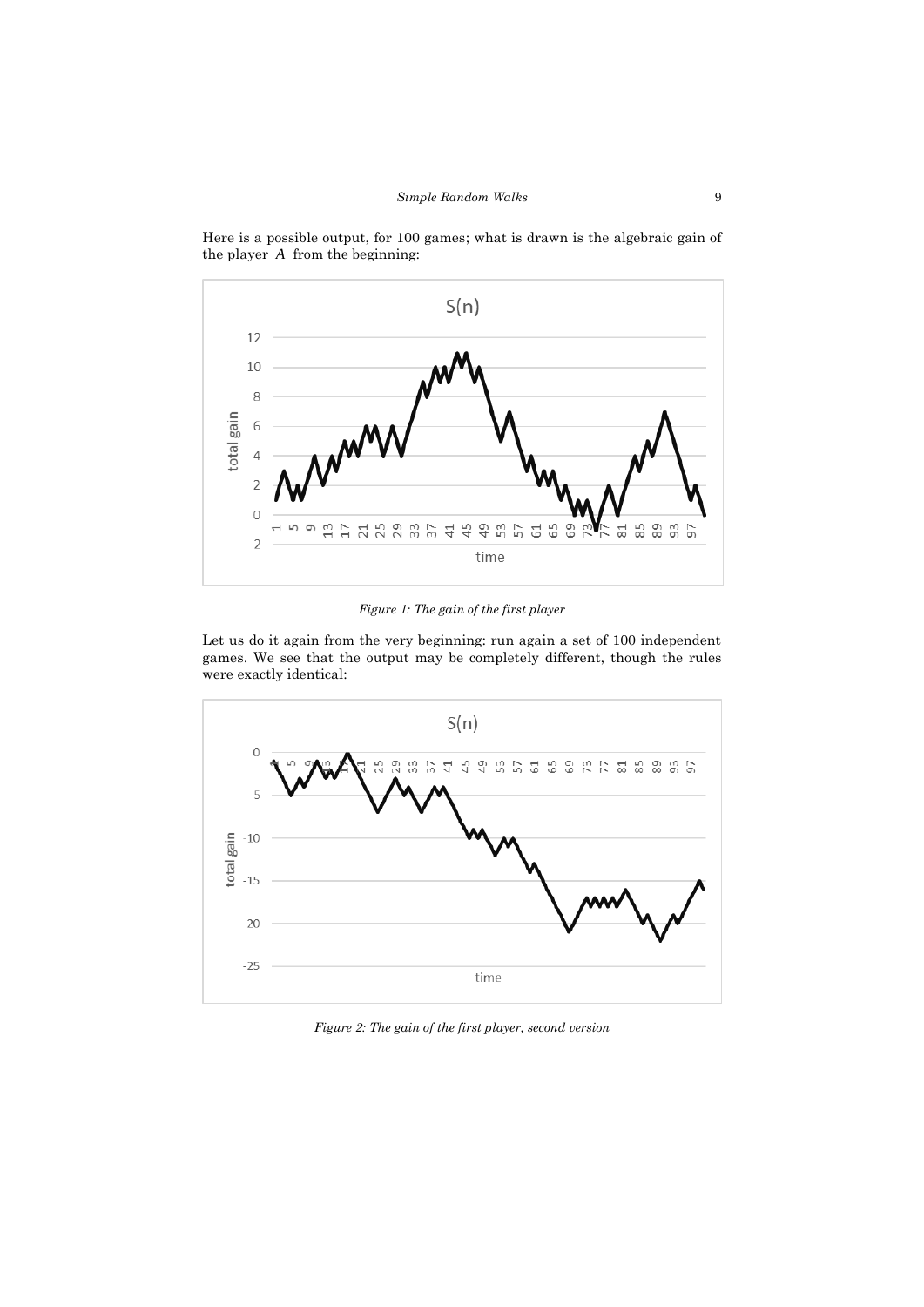Here is a possible output, for 100 games; what is drawn is the algebraic gain of the player $A$ from the beginning:

*Figure 1: The gain of the first player*

Let us do it again from the very beginning: run again a set of 100 independent games. We see that the output may be completely different, though the rules were exactly identical:

*Figure 2: The gain of the first player, second version*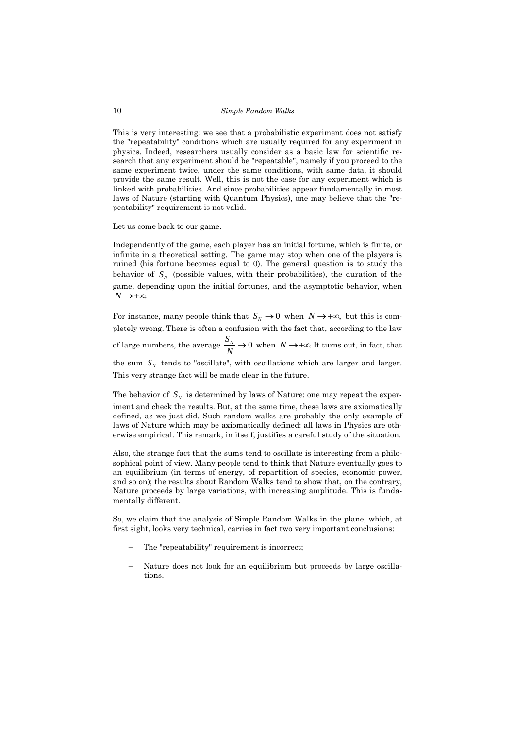This is very interesting: we see that a probabilistic experiment does not satisfy the "repeatability" conditions which are usually required for any experiment in physics. Indeed, researchers usually consider as a basic law for scientific research that any experiment should be "repeatable", namely if you proceed to the same experiment twice, under the same conditions, with same data, it should provide the same result. Well, this is not the case for any experiment which is linked with probabilities. And since probabilities appear fundamentally in most laws of Nature (starting with Quantum Physics), one may believe that the "repeatability" requirement is not valid.

Let us come back to our game.

Independently of the game, each player has an initial fortune, which is finite, or infinite in a theoretical setting. The game may stop when one of the players is ruined (his fortune becomes equal to 0). The general question is to study the behavior of $S_N$ (possible values, with their probabilities), the duration of the game, depending upon the initial fortunes, and the asymptotic behavior, when $N \to +\infty$.

For instance, many people think that $S_N \to 0$ when $N \to +\infty$, but this is completely wrong. There is often a confusion with the fact that, according to the law of large numbers, the average $\frac{S_N}{N} \to 0$ when $N \to +\infty$. It turns out, in fact, that the sum $S_N$ tends to "oscillate", with oscillations which are larger and larger. This very strange fact will be made clear in the future.

The behavior of $S_N$ is determined by laws of Nature: one may repeat the experiment and check the results. But, at the same time, these laws are axiomatically defined, as we just did. Such random walks are probably the only example of laws of Nature which may be axiomatically defined: all laws in Physics are otherwise empirical. This remark, in itself, justifies a careful study of the situation.

Also, the strange fact that the sums tend to oscillate is interesting from a philosophical point of view. Many people tend to think that Nature eventually goes to an equilibrium (in terms of energy, of repartition of species, economic power, and so on); the results about Random Walks tend to show that, on the contrary, Nature proceeds by large variations, with increasing amplitude. This is fundamentally different.

So, we claim that the analysis of Simple Random Walks in the plane, which, at first sight, looks very technical, carries in fact two very important conclusions:

- The "repeatability" requirement is incorrect;
- Nature does not look for an equilibrium but proceeds by large oscillations.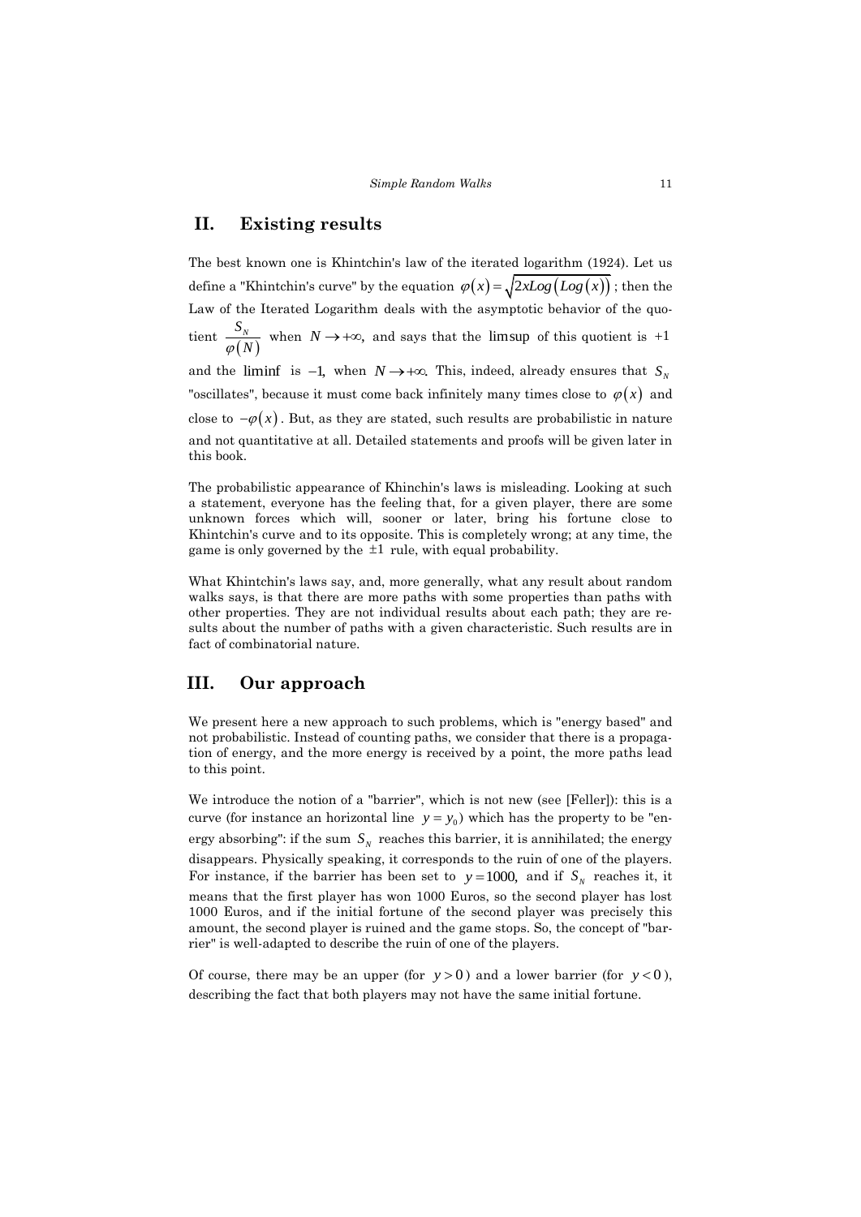## II. Existing results

The best known one is Khintchin's law of the iterated logarithm (1924). Let us define a "Khintchin's curve" by the equation $\varphi(x) = \sqrt{2xLog(Log(x))}$ ; then the Law of the Iterated Logarithm deals with the asymptotic behavior of the quotient $\frac{S_N}{\varphi(N)}$ when $N \to +\infty$, and says that the $\limsup$ of this quotient is $+1$ and the $\liminf$ is $-1$, when $N \to +\infty$. This, indeed, already ensures that $S_N$ "oscillates", because it must come back infinitely many times close to $\varphi(x)$ and close to $-\varphi(x)$. But, as they are stated, such results are probabilistic in nature and not quantitative at all. Detailed statements and proofs will be given later in this book.

The probabilistic appearance of Khinchin's laws is misleading. Looking at such a statement, everyone has the feeling that, for a given player, there are some unknown forces which will, sooner or later, bring his fortune close to Khintchin's curve and to its opposite. This is completely wrong; at any time, the game is only governed by the $\pm 1$ rule, with equal probability.

What Khintchin's laws say, and, more generally, what any result about random walks says, is that there are more paths with some properties than paths with other properties. They are not individual results about each path; they are results about the number of paths with a given characteristic. Such results are in fact of combinatorial nature.

## III. Our approach

We present here a new approach to such problems, which is "energy based" and not probabilistic. Instead of counting paths, we consider that there is a propagation of energy, and the more energy is received by a point, the more paths lead to this point.

We introduce the notion of a "barrier", which is not new (see [Feller]): this is a curve (for instance an horizontal line $y = y_0$) which has the property to be "energy absorbing": if the sum $S_N$ reaches this barrier, it is annihilated; the energy disappears. Physically speaking, it corresponds to the ruin of one of the players. For instance, if the barrier has been set to $y = 1000$, and if $S_N$ reaches it, it means that the first player has won 1000 Euros, so the second player has lost 1000 Euros, and if the initial fortune of the second player was precisely this amount, the second player is ruined and the game stops. So, the concept of "barrier" is well-adapted to describe the ruin of one of the players.

Of course, there may be an upper (for $y > 0$) and a lower barrier (for $y < 0$), describing the fact that both players may not have the same initial fortune.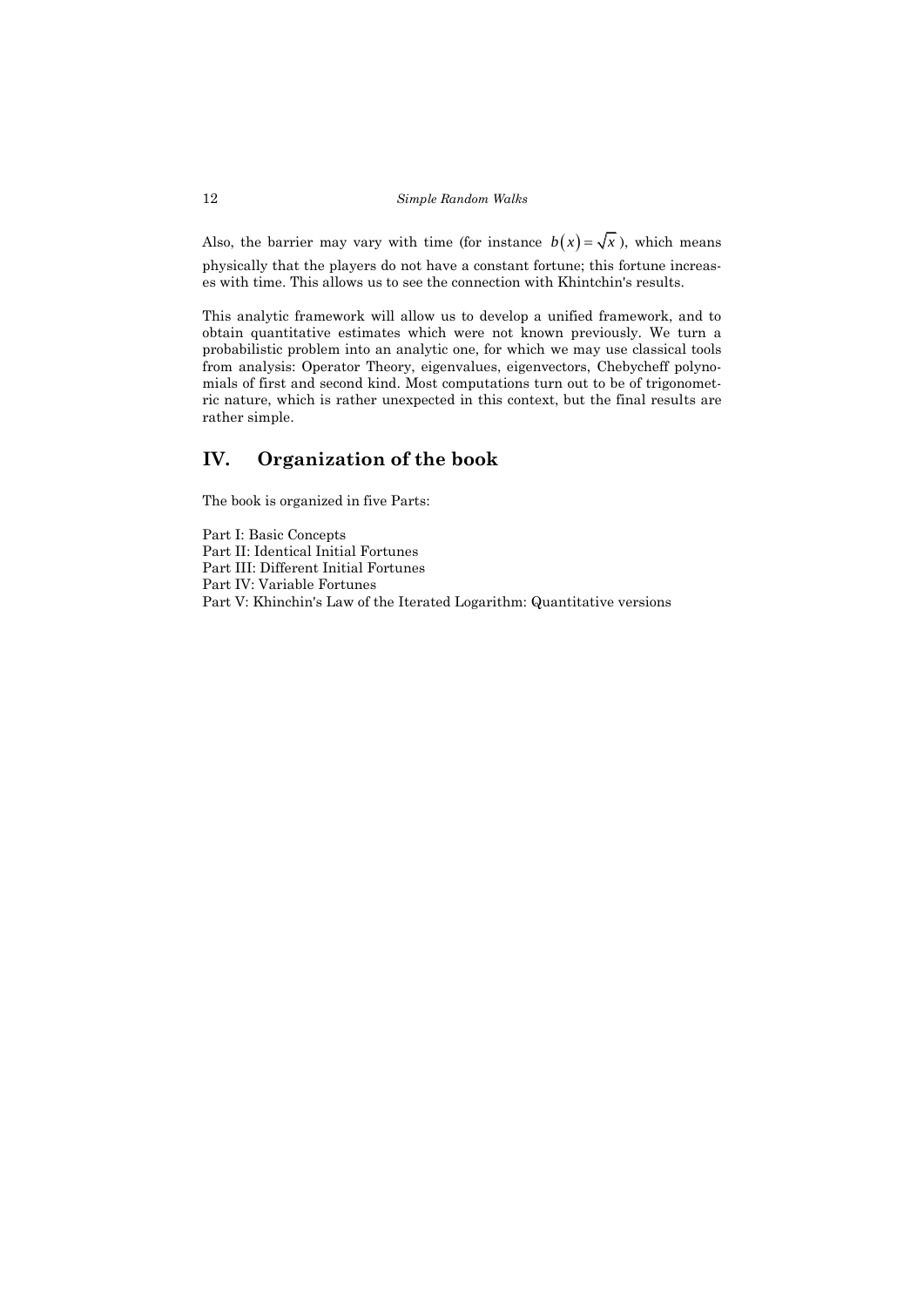Also, the barrier may vary with time (for instance $b(x) = \sqrt{x}$ ), which means physically that the players do not have a constant fortune; this fortune increases with time. This allows us to see the connection with Khintchin's results.

This analytic framework will allow us to develop a unified framework, and to obtain quantitative estimates which were not known previously. We turn a probabilistic problem into an analytic one, for which we may use classical tools from analysis: Operator Theory, eigenvalues, eigenvectors, Chebycheff polynomials of first and second kind. Most computations turn out to be of trigonometric nature, which is rather unexpected in this context, but the final results are rather simple.

## IV. Organization of the book

The book is organized in five Parts:

Part I: Basic Concepts
Part II: Identical Initial Fortunes
Part III: Different Initial Fortunes
Part IV: Variable Fortunes
Part V: Khinchin's Law of the Iterated Logarithm: Quantitative versions